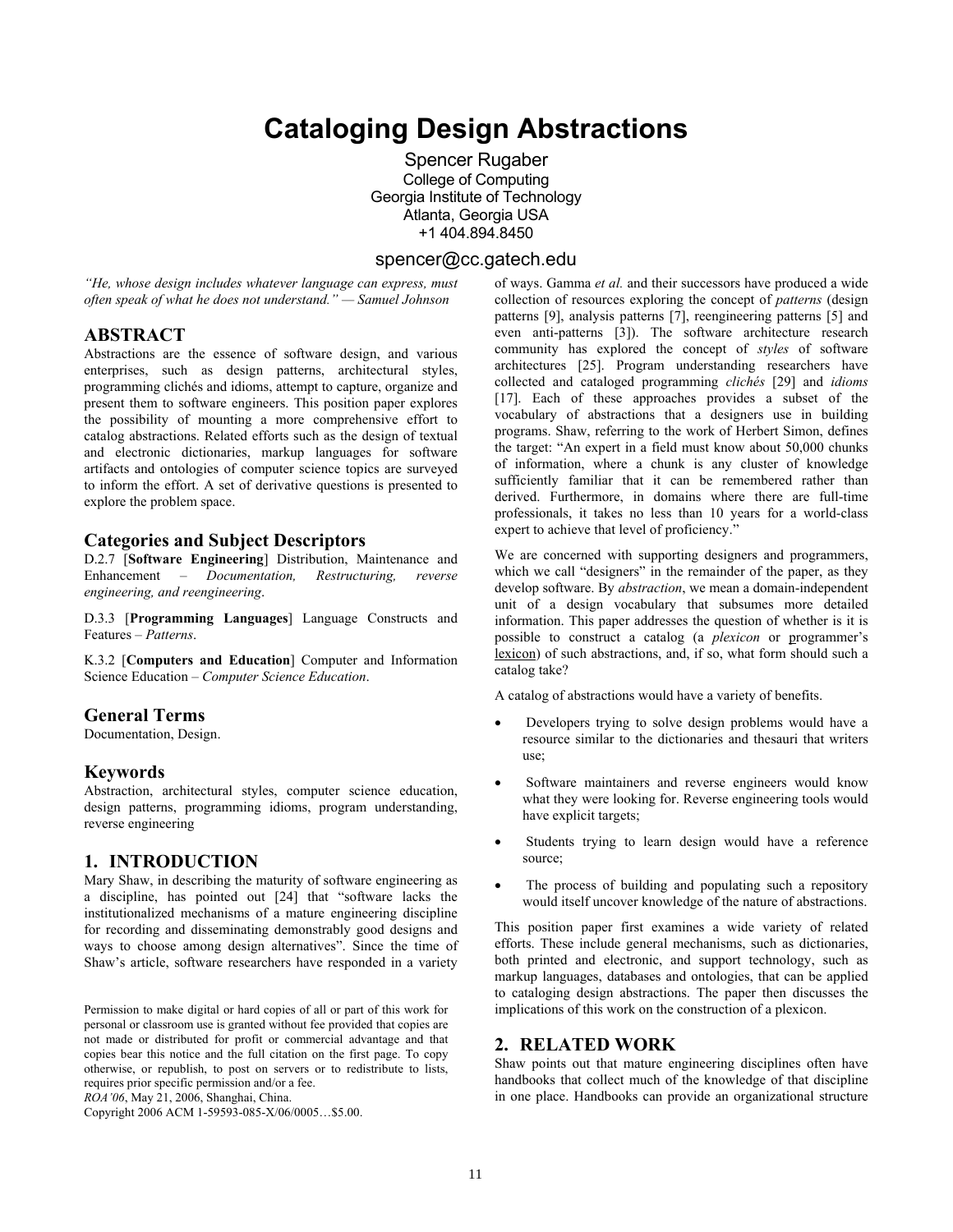# Cataloging Design Abstractions

Spencer Rugaber
College of Computing
Georgia Institute of Technology
Atlanta, Georgia USA
+1 404.894.8450

spencer@cc.gatech.edu

*"He, whose design includes whatever language can express, must often speak of what he does not understand." — Samuel Johnson*

## ABSTRACT

Abstractions are the essence of software design, and various enterprises, such as design patterns, architectural styles, programming clichés and idioms, attempt to capture, organize and present them to software engineers. This position paper explores the possibility of mounting a more comprehensive effort to catalog abstractions. Related efforts such as the design of textual and electronic dictionaries, markup languages for software artifacts and ontologies of computer science topics are surveyed to inform the effort. A set of derivative questions is presented to explore the problem space.

### Categories and Subject Descriptors

D.2.7 [**Software Engineering**] Distribution, Maintenance and Enhancement – *Documentation, Restructuring, reverse engineering, and reengineering*.

D.3.3 [**Programming Languages**] Language Constructs and Features – *Patterns*.

K.3.2 [**Computers and Education**] Computer and Information Science Education – *Computer Science Education*.

### General Terms

Documentation, Design.

### Keywords

Abstraction, architectural styles, computer science education, design patterns, programming idioms, program understanding, reverse engineering

## 1. INTRODUCTION

Mary Shaw, in describing the maturity of software engineering as a discipline, has pointed out [24] that "software lacks the institutionalized mechanisms of a mature engineering discipline for recording and disseminating demonstrably good designs and ways to choose among design alternatives". Since the time of Shaw's article, software researchers have responded in a variety of ways. Gamma *et al.* and their successors have produced a wide collection of resources exploring the concept of *patterns* (design patterns [9], analysis patterns [7], reengineering patterns [5] and even anti-patterns [3]). The software architecture research community has explored the concept of *styles* of software architectures [25]. Program understanding researchers have collected and cataloged programming *clichés* [29] and *idioms* [17]. Each of these approaches provides a subset of the vocabulary of abstractions that a designers use in building programs. Shaw, referring to the work of Herbert Simon, defines the target: "An expert in a field must know about 50,000 chunks of information, where a chunk is any cluster of knowledge sufficiently familiar that it can be remembered rather than derived. Furthermore, in domains where there are full-time professionals, it takes no less than 10 years for a world-class expert to achieve that level of proficiency."

Permission to make digital or hard copies of all or part of this work for personal or classroom use is granted without fee provided that copies are not made or distributed for profit or commercial advantage and that copies bear this notice and the full citation on the first page. To copy otherwise, or republish, to post on servers or to redistribute to lists, requires prior specific permission and/or a fee.
*ROA'06*, May 21, 2006, Shanghai, China.
Copyright 2006 ACM 1-59593-085-X/06/0005…$5.00.

We are concerned with supporting designers and programmers, which we call "designers" in the remainder of the paper, as they develop software. By *abstraction*, we mean a domain-independent unit of a design vocabulary that subsumes more detailed information. This paper addresses the question of whether is it is possible to construct a catalog (a *plexicon* or programmer's lexicon) of such abstractions, and, if so, what form should such a catalog take?

A catalog of abstractions would have a variety of benefits.

- Developers trying to solve design problems would have a resource similar to the dictionaries and thesauri that writers use;
- Software maintainers and reverse engineers would know what they were looking for. Reverse engineering tools would have explicit targets;
- Students trying to learn design would have a reference source;
- The process of building and populating such a repository would itself uncover knowledge of the nature of abstractions.

This position paper first examines a wide variety of related efforts. These include general mechanisms, such as dictionaries, both printed and electronic, and support technology, such as markup languages, databases and ontologies, that can be applied to cataloging design abstractions. The paper then discusses the implications of this work on the construction of a plexicon.

## 2. RELATED WORK

Shaw points out that mature engineering disciplines often have handbooks that collect much of the knowledge of that discipline in one place. Handbooks can provide an organizational structure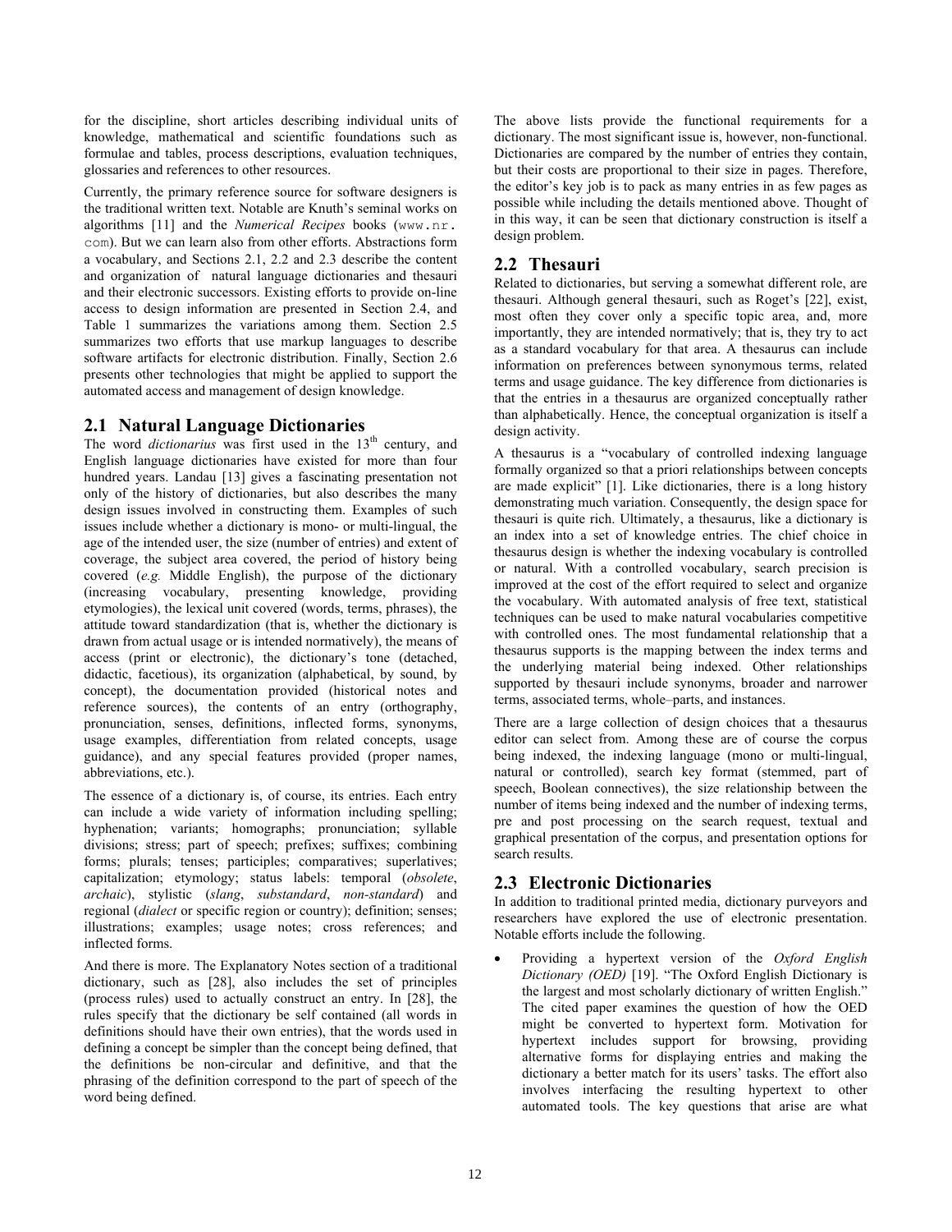for the discipline, short articles describing individual units of knowledge, mathematical and scientific foundations such as formulae and tables, process descriptions, evaluation techniques, glossaries and references to other resources.

Currently, the primary reference source for software designers is the traditional written text. Notable are Knuth's seminal works on algorithms [11] and the *Numerical Recipes* books (`www.nr.com`). But we can learn also from other efforts. Abstractions form a vocabulary, and Sections 2.1, 2.2 and 2.3 describe the content and organization of natural language dictionaries and thesauri and their electronic successors. Existing efforts to provide on-line access to design information are presented in Section 2.4, and Table 1 summarizes the variations among them. Section 2.5 summarizes two efforts that use markup languages to describe software artifacts for electronic distribution. Finally, Section 2.6 presents other technologies that might be applied to support the automated access and management of design knowledge.

## 2.1 Natural Language Dictionaries

The word *dictionarius* was first used in the 13th century, and English language dictionaries have existed for more than four hundred years. Landau [13] gives a fascinating presentation not only of the history of dictionaries, but also describes the many design issues involved in constructing them. Examples of such issues include whether a dictionary is mono- or multi-lingual, the age of the intended user, the size (number of entries) and extent of coverage, the subject area covered, the period of history being covered (*e.g.* Middle English), the purpose of the dictionary (increasing vocabulary, presenting knowledge, providing etymologies), the lexical unit covered (words, terms, phrases), the attitude toward standardization (that is, whether the dictionary is drawn from actual usage or is intended normatively), the means of access (print or electronic), the dictionary's tone (detached, didactic, facetious), its organization (alphabetical, by sound, by concept), the documentation provided (historical notes and reference sources), the contents of an entry (orthography, pronunciation, senses, definitions, inflected forms, synonyms, usage examples, differentiation from related concepts, usage guidance), and any special features provided (proper names, abbreviations, etc.).

The essence of a dictionary is, of course, its entries. Each entry can include a wide variety of information including spelling; hyphenation; variants; homographs; pronunciation; syllable divisions; stress; part of speech; prefixes; suffixes; combining forms; plurals; tenses; participles; comparatives; superlatives; capitalization; etymology; status labels: temporal (*obsolete*, *archaic*), stylistic (*slang*, *substandard*, *non-standard*) and regional (*dialect* or specific region or country); definition; senses; illustrations; examples; usage notes; cross references; and inflected forms.

And there is more. The Explanatory Notes section of a traditional dictionary, such as [28], also includes the set of principles (process rules) used to actually construct an entry. In [28], the rules specify that the dictionary be self contained (all words in definitions should have their own entries), that the words used in defining a concept be simpler than the concept being defined, that the definitions be non-circular and definitive, and that the phrasing of the definition correspond to the part of speech of the word being defined.

The above lists provide the functional requirements for a dictionary. The most significant issue is, however, non-functional. Dictionaries are compared by the number of entries they contain, but their costs are proportional to their size in pages. Therefore, the editor's key job is to pack as many entries in as few pages as possible while including the details mentioned above. Thought of in this way, it can be seen that dictionary construction is itself a design problem.

## 2.2 Thesauri

Related to dictionaries, but serving a somewhat different role, are thesauri. Although general thesauri, such as Roget's [22], exist, most often they cover only a specific topic area, and, more importantly, they are intended normatively; that is, they try to act as a standard vocabulary for that area. A thesaurus can include information on preferences between synonymous terms, related terms and usage guidance. The key difference from dictionaries is that the entries in a thesaurus are organized conceptually rather than alphabetically. Hence, the conceptual organization is itself a design activity.

A thesaurus is a "vocabulary of controlled indexing language formally organized so that a priori relationships between concepts are made explicit" [1]. Like dictionaries, there is a long history demonstrating much variation. Consequently, the design space for thesauri is quite rich. Ultimately, a thesaurus, like a dictionary is an index into a set of knowledge entries. The chief choice in thesaurus design is whether the indexing vocabulary is controlled or natural. With a controlled vocabulary, search precision is improved at the cost of the effort required to select and organize the vocabulary. With automated analysis of free text, statistical techniques can be used to make natural vocabularies competitive with controlled ones. The most fundamental relationship that a thesaurus supports is the mapping between the index terms and the underlying material being indexed. Other relationships supported by thesauri include synonyms, broader and narrower terms, associated terms, whole–parts, and instances.

There are a large collection of design choices that a thesaurus editor can select from. Among these are of course the corpus being indexed, the indexing language (mono or multi-lingual, natural or controlled), search key format (stemmed, part of speech, Boolean connectives), the size relationship between the number of items being indexed and the number of indexing terms, pre and post processing on the search request, textual and graphical presentation of the corpus, and presentation options for search results.

## 2.3 Electronic Dictionaries

In addition to traditional printed media, dictionary purveyors and researchers have explored the use of electronic presentation. Notable efforts include the following.

- Providing a hypertext version of the *Oxford English Dictionary (OED)* [19]. "The Oxford English Dictionary is the largest and most scholarly dictionary of written English." The cited paper examines the question of how the OED might be converted to hypertext form. Motivation for hypertext includes support for browsing, providing alternative forms for displaying entries and making the dictionary a better match for its users' tasks. The effort also involves interfacing the resulting hypertext to other automated tools. The key questions that arise are what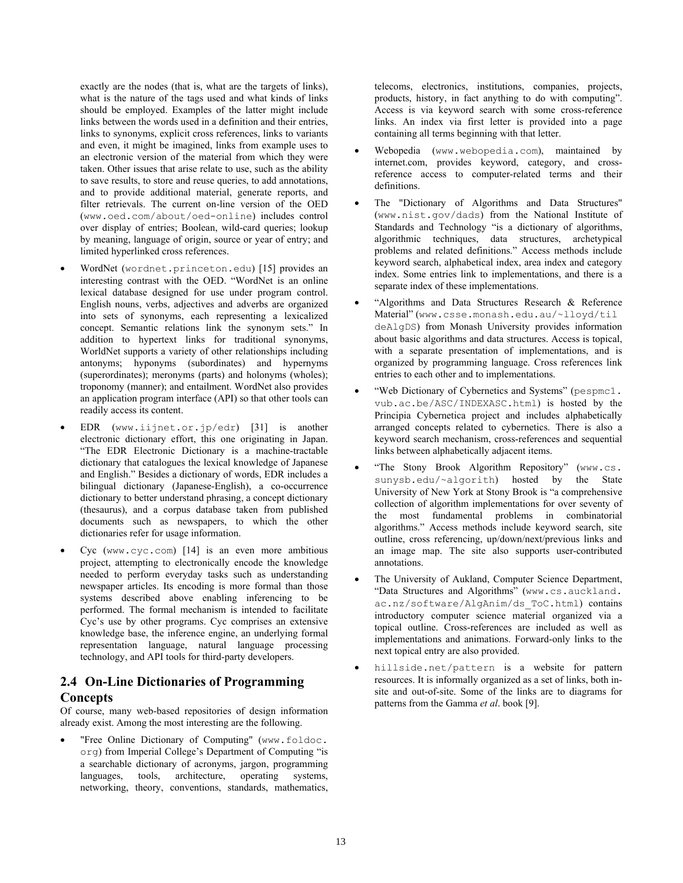exactly are the nodes (that is, what are the targets of links), what is the nature of the tags used and what kinds of links should be employed. Examples of the latter might include links between the words used in a definition and their entries, links to synonyms, explicit cross references, links to variants and even, it might be imagined, links from example uses to an electronic version of the material from which they were taken. Other issues that arise relate to use, such as the ability to save results, to store and reuse queries, to add annotations, and to provide additional material, generate reports, and filter retrievals. The current on-line version of the OED (`www.oed.com/about/oed-online`) includes control over display of entries; Boolean, wild-card queries; lookup by meaning, language of origin, source or year of entry; and limited hyperlinked cross references.

- WordNet (`wordnet.princeton.edu`) [15] provides an interesting contrast with the OED. "WordNet is an online lexical database designed for use under program control. English nouns, verbs, adjectives and adverbs are organized into sets of synonyms, each representing a lexicalized concept. Semantic relations link the synonym sets." In addition to hypertext links for traditional synonyms, WorldNet supports a variety of other relationships including antonyms; hyponyms (subordinates) and hypernyms (superordinates); meronyms (parts) and holonyms (wholes); troponomy (manner); and entailment. WordNet also provides an application program interface (API) so that other tools can readily access its content.
- EDR (`www.iijnet.or.jp/edr`) [31] is another electronic dictionary effort, this one originating in Japan. "The EDR Electronic Dictionary is a machine-tractable dictionary that catalogues the lexical knowledge of Japanese and English." Besides a dictionary of words, EDR includes a bilingual dictionary (Japanese-English), a co-occurrence dictionary to better understand phrasing, a concept dictionary (thesaurus), and a corpus database taken from published documents such as newspapers, to which the other dictionaries refer for usage information.
- Cyc (`www.cyc.com`) [14] is an even more ambitious project, attempting to electronically encode the knowledge needed to perform everyday tasks such as understanding newspaper articles. Its encoding is more formal than those systems described above enabling inferencing to be performed. The formal mechanism is intended to facilitate Cyc's use by other programs. Cyc comprises an extensive knowledge base, the inference engine, an underlying formal representation language, natural language processing technology, and API tools for third-party developers.

## 2.4 On-Line Dictionaries of Programming Concepts

Of course, many web-based repositories of design information already exist. Among the most interesting are the following.

- "Free Online Dictionary of Computing" (`www.foldoc.org`) from Imperial College's Department of Computing "is a searchable dictionary of acronyms, jargon, programming languages, tools, architecture, operating systems, networking, theory, conventions, standards, mathematics, telecoms, electronics, institutions, companies, projects, products, history, in fact anything to do with computing". Access is via keyword search with some cross-reference links. An index via first letter is provided into a page containing all terms beginning with that letter.
- Webopedia (`www.webopedia.com`), maintained by internet.com, provides keyword, category, and cross-reference access to computer-related terms and their definitions.
- The "Dictionary of Algorithms and Data Structures" (`www.nist.gov/dads`) from the National Institute of Standards and Technology "is a dictionary of algorithms, algorithmic techniques, data structures, archetypical problems and related definitions." Access methods include keyword search, alphabetical index, area index and category index. Some entries link to implementations, and there is a separate index of these implementations.
- "Algorithms and Data Structures Research & Reference Material" (`www.csse.monash.edu.au/~lloyd/tildeAlgDS`) from Monash University provides information about basic algorithms and data structures. Access is topical, with a separate presentation of implementations, and is organized by programming language. Cross references link entries to each other and to implementations.
- "Web Dictionary of Cybernetics and Systems" (`pespmc1.vub.ac.be/ASC/INDEXASC.html`) is hosted by the Principia Cybernetica project and includes alphabetically arranged concepts related to cybernetics. There is also a keyword search mechanism, cross-references and sequential links between alphabetically adjacent items.
- "The Stony Brook Algorithm Repository" (`www.cs.sunysb.edu/~algorith`) hosted by the State University of New York at Stony Brook is "a comprehensive collection of algorithm implementations for over seventy of the most fundamental problems in combinatorial algorithms." Access methods include keyword search, site outline, cross referencing, up/down/next/previous links and an image map. The site also supports user-contributed annotations.
- The University of Aukland, Computer Science Department, "Data Structures and Algorithms" (`www.cs.auckland.ac.nz/software/AlgAnim/ds_ToC.html`) contains introductory computer science material organized via a topical outline. Cross-references are included as well as implementations and animations. Forward-only links to the next topical entry are also provided.
- `hillside.net/pattern` is a website for pattern resources. It is informally organized as a set of links, both in-site and out-of-site. Some of the links are to diagrams for patterns from the Gamma *et al*. book [9].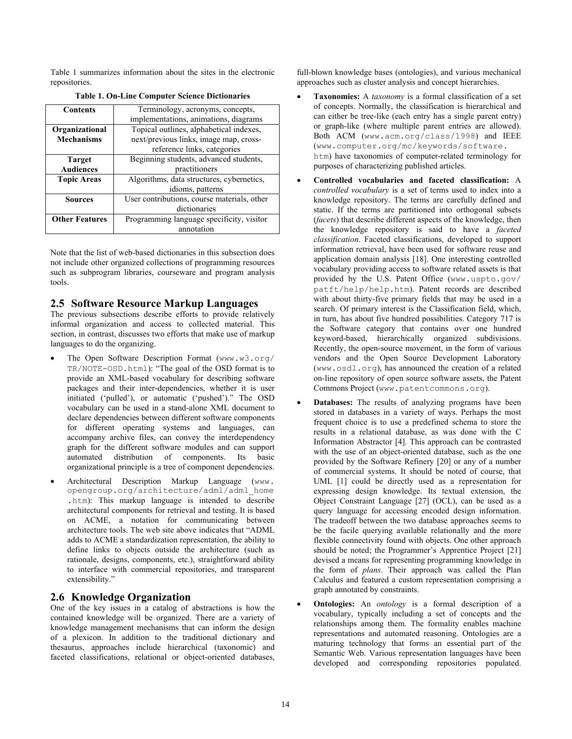Table 1 summarizes information about the sites in the electronic repositories.

**Table 1. On-Line Computer Science Dictionaries**

| | |
|---|---|
| **Contents** | Terminology, acronyms, concepts, implementations, animations, diagrams |
| **Organizational Mechanisms** | Topical outlines, alphabetical indexes, next/previous links, image map, cross-reference links, categories |
| **Target Audiences** | Beginning students, advanced students, practitioners |
| **Topic Areas** | Algorithms, data structures, cybernetics, idioms, patterns |
| **Sources** | User contributions, course materials, other dictionaries |
| **Other Features** | Programming language specificity, visitor annotation |

Note that the list of web-based dictionaries in this subsection does not include other organized collections of programming resources such as subprogram libraries, courseware and program analysis tools.

## 2.5 Software Resource Markup Languages

The previous subsections describe efforts to provide relatively informal organization and access to collected material. This section, in contrast, discusses two efforts that make use of markup languages to do the organizing.

- The Open Software Description Format (`www.w3.org/TR/NOTE-OSD.html`): "The goal of the OSD format is to provide an XML-based vocabulary for describing software packages and their inter-dependencies, whether it is user initiated ('pulled'), or automatic ('pushed')." The OSD vocabulary can be used in a stand-alone XML document to declare dependencies between different software components for different operating systems and languages, can accompany archive files, can convey the interdependency graph for the different software modules and can support automated distribution of components. Its basic organizational principle is a tree of component dependencies.
- Architectural Description Markup Language (`www.opengroup.org/architecture/adml/adml_home.htm`): This markup language is intended to describe architectural components for retrieval and testing. It is based on ACME, a notation for communicating between architecture tools. The web site above indicates that "ADML adds to ACME a standardization representation, the ability to define links to objects outside the architecture (such as rationale, designs, components, etc.), straightforward ability to interface with commercial repositories, and transparent extensibility."

## 2.6 Knowledge Organization

One of the key issues in a catalog of abstractions is how the contained knowledge will be organized. There are a variety of knowledge management mechanisms that can inform the design of a plexicon. In addition to the traditional dictionary and thesaurus, approaches include hierarchical (taxonomic) and faceted classifications, relational or object-oriented databases, full-blown knowledge bases (ontologies), and various mechanical approaches such as cluster analysis and concept hierarchies.

- **Taxonomies:** A *taxonomy* is a formal classification of a set of concepts. Normally, the classification is hierarchical and can either be tree-like (each entry has a single parent entry) or graph-like (where multiple parent entries are allowed). Both ACM (`www.acm.org/class/1998`) and IEEE (`www.computer.org/mc/keywords/software.htm`) have taxonomies of computer-related terminology for purposes of characterizing published articles.
- **Controlled vocabularies and faceted classification:** A *controlled vocabulary* is a set of terms used to index into a knowledge repository. The terms are carefully defined and static. If the terms are partitioned into orthogonal subsets (*facets*) that describe different aspects of the knowledge, then the knowledge repository is said to have a *faceted classification*. Faceted classifications, developed to support information retrieval, have been used for software reuse and application domain analysis [18]. One interesting controlled vocabulary providing access to software related assets is that provided by the U.S. Patent Office (`www.uspto.gov/patft/help/help.htm`). Patent records are described with about thirty-five primary fields that may be used in a search. Of primary interest is the Classification field, which, in turn, has about five hundred possibilities. Category 717 is the Software category that contains over one hundred keyword-based, hierarchically organized subdivisions. Recently, the open-source movement, in the form of various vendors and the Open Source Development Laboratory (`www.osdl.org`), has announced the creation of a related on-line repository of open source software assets, the Patent Commons Project (`www.patentcommons.org`).
- **Databases:** The results of analyzing programs have been stored in databases in a variety of ways. Perhaps the most frequent choice is to use a predefined schema to store the results in a relational database, as was done with the C Information Abstractor [4]. This approach can be contrasted with the use of an object-oriented database, such as the one provided by the Software Refinery [20] or any of a number of commercial systems. It should be noted of course, that UML [1] could be directly used as a representation for expressing design knowledge. Its textual extension, the Object Constraint Language [27] (OCL), can be used as a query language for accessing encoded design information. The tradeoff between the two database approaches seems to be the facile querying available relationally and the more flexible connectivity found with objects. One other approach should be noted; the Programmer's Apprentice Project [21] devised a means for representing programming knowledge in the form of *plans*. Their approach was called the Plan Calculus and featured a custom representation comprising a graph annotated by constraints.
- **Ontologies:** An *ontology* is a formal description of a vocabulary, typically including a set of concepts and the relationships among them. The formality enables machine representations and automated reasoning. Ontologies are a maturing technology that forms an essential part of the Semantic Web. Various representation languages have been developed and corresponding repositories populated.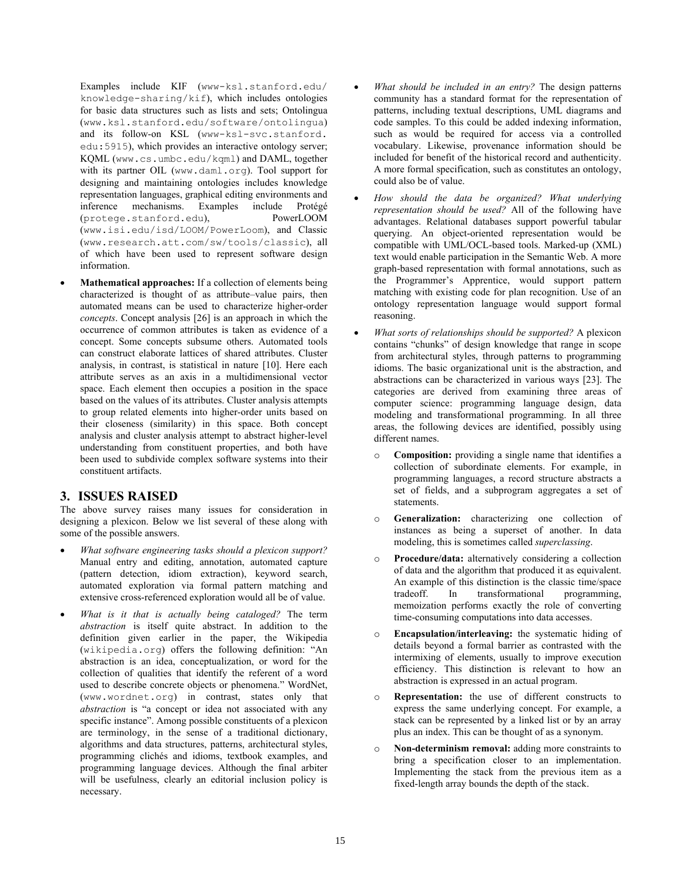Examples include KIF (www-ksl.stanford.edu/knowledge-sharing/kif), which includes ontologies for basic data structures such as lists and sets; Ontolingua (www.ksl.stanford.edu/software/ontolingua) and its follow-on KSL (www-ksl-svc.stanford.edu:5915), which provides an interactive ontology server; KQML (www.cs.umbc.edu/kqml) and DAML, together with its partner OIL (www.daml.org). Tool support for designing and maintaining ontologies includes knowledge representation languages, graphical editing environments and inference mechanisms. Examples include Protégé (protege.stanford.edu), PowerLOOM (www.isi.edu/isd/LOOM/PowerLoom), and Classic (www.research.att.com/sw/tools/classic), all of which have been used to represent software design information.

- **Mathematical approaches:** If a collection of elements being characterized is thought of as attribute–value pairs, then automated means can be used to characterize higher-order *concepts*. Concept analysis [26] is an approach in which the occurrence of common attributes is taken as evidence of a concept. Some concepts subsume others. Automated tools can construct elaborate lattices of shared attributes. Cluster analysis, in contrast, is statistical in nature [10]. Here each attribute serves as an axis in a multidimensional vector space. Each element then occupies a position in the space based on the values of its attributes. Cluster analysis attempts to group related elements into higher-order units based on their closeness (similarity) in this space. Both concept analysis and cluster analysis attempt to abstract higher-level understanding from constituent properties, and both have been used to subdivide complex software systems into their constituent artifacts.

## 3. ISSUES RAISED

The above survey raises many issues for consideration in designing a plexicon. Below we list several of these along with some of the possible answers.

- *What software engineering tasks should a plexicon support?* Manual entry and editing, annotation, automated capture (pattern detection, idiom extraction), keyword search, automated exploration via formal pattern matching and extensive cross-referenced exploration would all be of value.
- *What is it that is actually being cataloged?* The term *abstraction* is itself quite abstract. In addition to the definition given earlier in the paper, the Wikipedia (wikipedia.org) offers the following definition: "An abstraction is an idea, conceptualization, or word for the collection of qualities that identify the referent of a word used to describe concrete objects or phenomena." WordNet, (www.wordnet.org) in contrast, states only that *abstraction* is "a concept or idea not associated with any specific instance". Among possible constituents of a plexicon are terminology, in the sense of a traditional dictionary, algorithms and data structures, patterns, architectural styles, programming clichés and idioms, textbook examples, and programming language devices. Although the final arbiter will be usefulness, clearly an editorial inclusion policy is necessary.
- *What should be included in an entry?* The design patterns community has a standard format for the representation of patterns, including textual descriptions, UML diagrams and code samples. To this could be added indexing information, such as would be required for access via a controlled vocabulary. Likewise, provenance information should be included for benefit of the historical record and authenticity. A more formal specification, such as constitutes an ontology, could also be of value.
- *How should the data be organized? What underlying representation should be used?* All of the following have advantages. Relational databases support powerful tabular querying. An object-oriented representation would be compatible with UML/OCL-based tools. Marked-up (XML) text would enable participation in the Semantic Web. A more graph-based representation with formal annotations, such as the Programmer's Apprentice, would support pattern matching with existing code for plan recognition. Use of an ontology representation language would support formal reasoning.
- *What sorts of relationships should be supported?* A plexicon contains "chunks" of design knowledge that range in scope from architectural styles, through patterns to programming idioms. The basic organizational unit is the abstraction, and abstractions can be characterized in various ways [23]. The categories are derived from examining three areas of computer science: programming language design, data modeling and transformational programming. In all three areas, the following devices are identified, possibly using different names.
  - **Composition:** providing a single name that identifies a collection of subordinate elements. For example, in programming languages, a record structure abstracts a set of fields, and a subprogram aggregates a set of statements.
  - **Generalization:** characterizing one collection of instances as being a superset of another. In data modeling, this is sometimes called *superclassing*.
  - **Procedure/data:** alternatively considering a collection of data and the algorithm that produced it as equivalent. An example of this distinction is the classic time/space tradeoff. In transformational programming, memoization performs exactly the role of converting time-consuming computations into data accesses.
  - **Encapsulation/interleaving:** the systematic hiding of details beyond a formal barrier as contrasted with the intermixing of elements, usually to improve execution efficiency. This distinction is relevant to how an abstraction is expressed in an actual program.
  - **Representation:** the use of different constructs to express the same underlying concept. For example, a stack can be represented by a linked list or by an array plus an index. This can be thought of as a synonym.
  - **Non-determinism removal:** adding more constraints to bring a specification closer to an implementation. Implementing the stack from the previous item as a fixed-length array bounds the depth of the stack.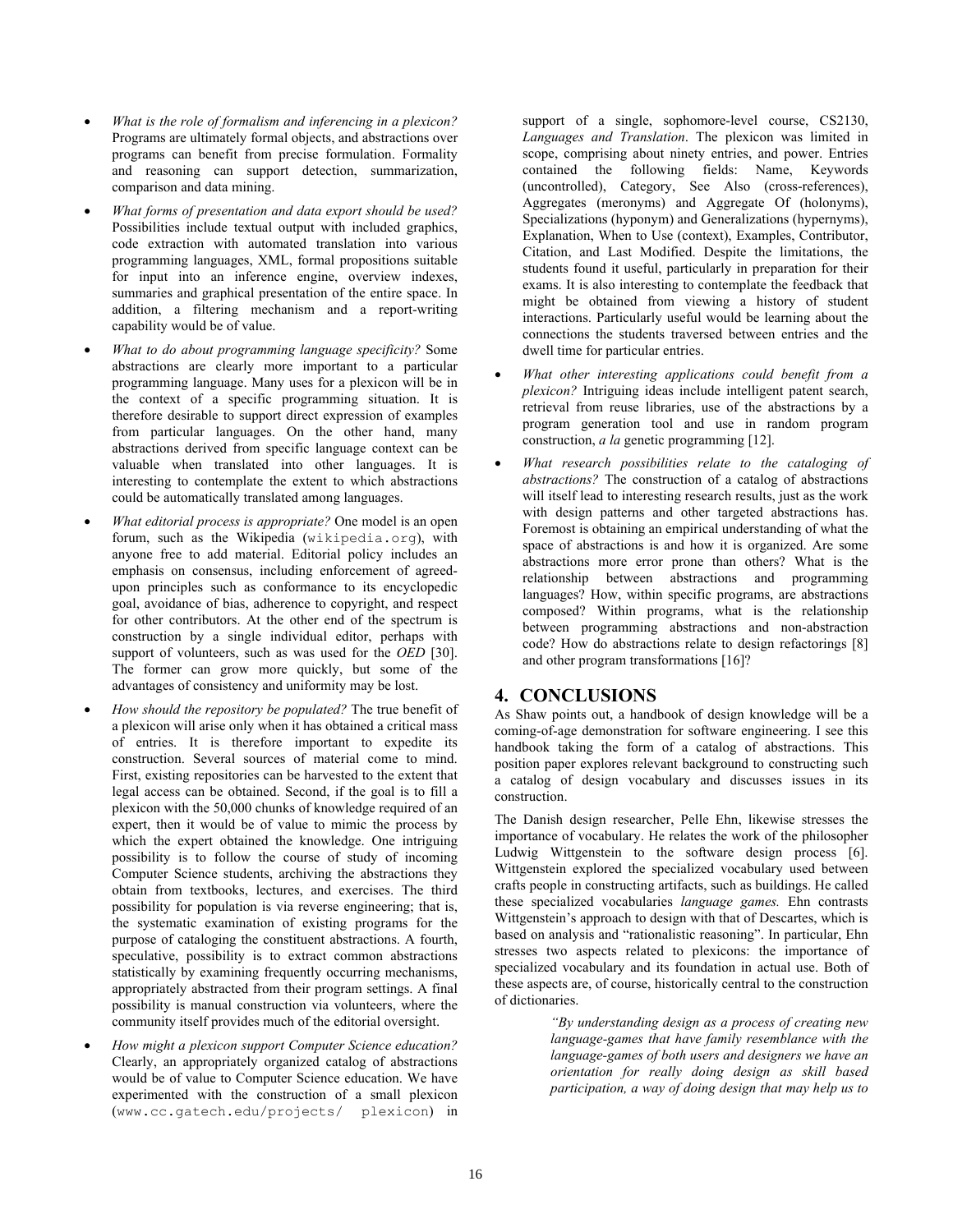- *What is the role of formalism and inferencing in a plexicon?* Programs are ultimately formal objects, and abstractions over programs can benefit from precise formulation. Formality and reasoning can support detection, summarization, comparison and data mining.
- *What forms of presentation and data export should be used?* Possibilities include textual output with included graphics, code extraction with automated translation into various programming languages, XML, formal propositions suitable for input into an inference engine, overview indexes, summaries and graphical presentation of the entire space. In addition, a filtering mechanism and a report-writing capability would be of value.
- *What to do about programming language specificity?* Some abstractions are clearly more important to a particular programming language. Many uses for a plexicon will be in the context of a specific programming situation. It is therefore desirable to support direct expression of examples from particular languages. On the other hand, many abstractions derived from specific language context can be valuable when translated into other languages. It is interesting to contemplate the extent to which abstractions could be automatically translated among languages.
- *What editorial process is appropriate?* One model is an open forum, such as the Wikipedia (`wikipedia.org`), with anyone free to add material. Editorial policy includes an emphasis on consensus, including enforcement of agreed-upon principles such as conformance to its encyclopedic goal, avoidance of bias, adherence to copyright, and respect for other contributors. At the other end of the spectrum is construction by a single individual editor, perhaps with support of volunteers, such as was used for the *OED* [30]. The former can grow more quickly, but some of the advantages of consistency and uniformity may be lost.
- *How should the repository be populated?* The true benefit of a plexicon will arise only when it has obtained a critical mass of entries. It is therefore important to expedite its construction. Several sources of material come to mind. First, existing repositories can be harvested to the extent that legal access can be obtained. Second, if the goal is to fill a plexicon with the 50,000 chunks of knowledge required of an expert, then it would be of value to mimic the process by which the expert obtained the knowledge. One intriguing possibility is to follow the course of study of incoming Computer Science students, archiving the abstractions they obtain from textbooks, lectures, and exercises. The third possibility for population is via reverse engineering; that is, the systematic examination of existing programs for the purpose of cataloging the constituent abstractions. A fourth, speculative, possibility is to extract common abstractions statistically by examining frequently occurring mechanisms, appropriately abstracted from their program settings. A final possibility is manual construction via volunteers, where the community itself provides much of the editorial oversight.
- *How might a plexicon support Computer Science education?* Clearly, an appropriately organized catalog of abstractions would be of value to Computer Science education. We have experimented with the construction of a small plexicon (`www.cc.gatech.edu/projects/ plexicon`) in support of a single, sophomore-level course, CS2130, *Languages and Translation*. The plexicon was limited in scope, comprising about ninety entries, and power. Entries contained the following fields: Name, Keywords (uncontrolled), Category, See Also (cross-references), Aggregates (meronyms) and Aggregate Of (holonyms), Specializations (hyponym) and Generalizations (hypernyms), Explanation, When to Use (context), Examples, Contributor, Citation, and Last Modified. Despite the limitations, the students found it useful, particularly in preparation for their exams. It is also interesting to contemplate the feedback that might be obtained from viewing a history of student interactions. Particularly useful would be learning about the connections the students traversed between entries and the dwell time for particular entries.
- *What other interesting applications could benefit from a plexicon?* Intriguing ideas include intelligent patent search, retrieval from reuse libraries, use of the abstractions by a program generation tool and use in random program construction, *a la* genetic programming [12].
- *What research possibilities relate to the cataloging of abstractions?* The construction of a catalog of abstractions will itself lead to interesting research results, just as the work with design patterns and other targeted abstractions has. Foremost is obtaining an empirical understanding of what the space of abstractions is and how it is organized. Are some abstractions more error prone than others? What is the relationship between abstractions and programming languages? How, within specific programs, are abstractions composed? Within programs, what is the relationship between programming abstractions and non-abstraction code? How do abstractions relate to design refactorings [8] and other program transformations [16]?

## 4. CONCLUSIONS

As Shaw points out, a handbook of design knowledge will be a coming-of-age demonstration for software engineering. I see this handbook taking the form of a catalog of abstractions. This position paper explores relevant background to constructing such a catalog of design vocabulary and discusses issues in its construction.

The Danish design researcher, Pelle Ehn, likewise stresses the importance of vocabulary. He relates the work of the philosopher Ludwig Wittgenstein to the software design process [6]. Wittgenstein explored the specialized vocabulary used between crafts people in constructing artifacts, such as buildings. He called these specialized vocabularies *language games.* Ehn contrasts Wittgenstein's approach to design with that of Descartes, which is based on analysis and "rationalistic reasoning". In particular, Ehn stresses two aspects related to plexicons: the importance of specialized vocabulary and its foundation in actual use. Both of these aspects are, of course, historically central to the construction of dictionaries.

> *"By understanding design as a process of creating new language-games that have family resemblance with the language-games of both users and designers we have an orientation for really doing design as skill based participation, a way of doing design that may help us to*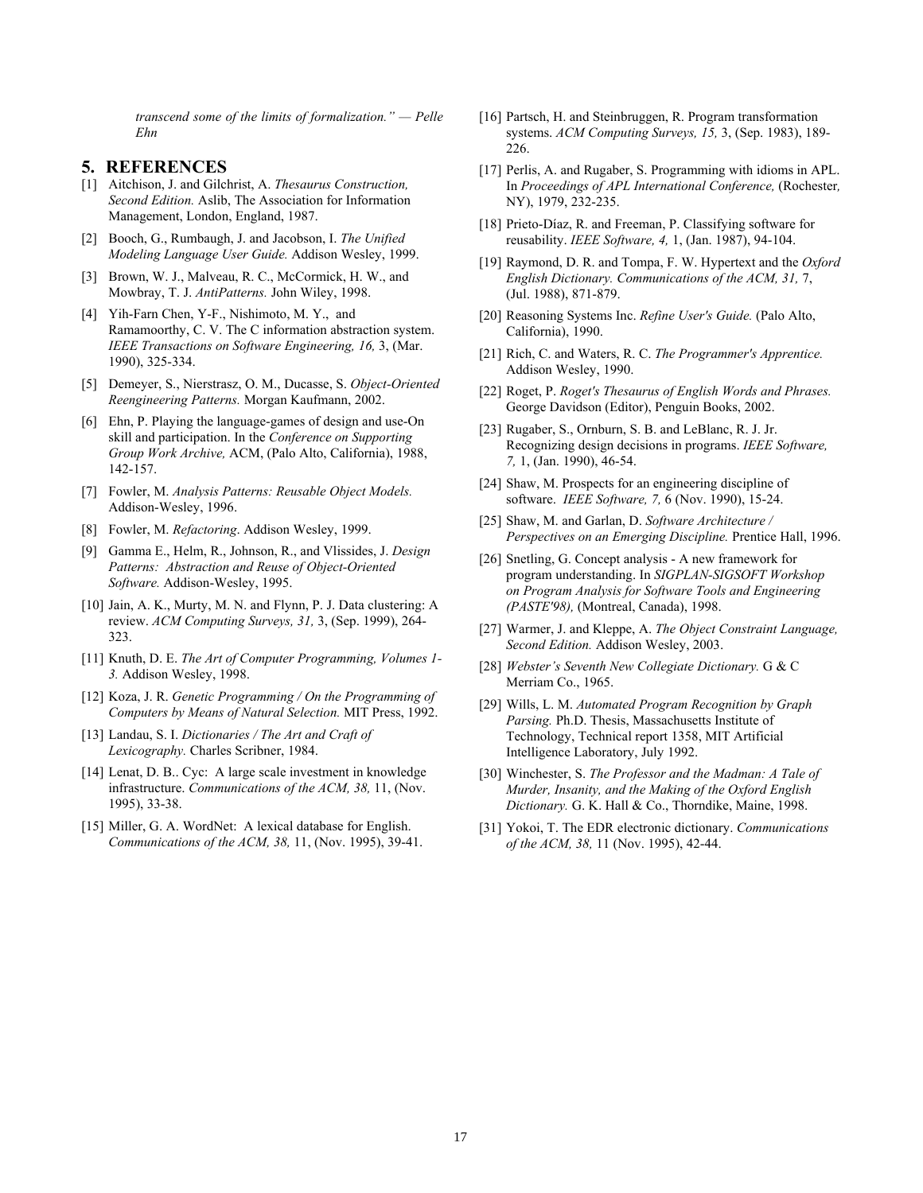*transcend some of the limits of formalization." — Pelle Ehn*

## 5. REFERENCES

[1] Aitchison, J. and Gilchrist, A. *Thesaurus Construction, Second Edition.* Aslib, The Association for Information Management, London, England, 1987.

[2] Booch, G., Rumbaugh, J. and Jacobson, I. *The Unified Modeling Language User Guide.* Addison Wesley, 1999.

[3] Brown, W. J., Malveau, R. C., McCormick, H. W., and Mowbray, T. J. *AntiPatterns.* John Wiley, 1998.

[4] Yih-Farn Chen, Y-F., Nishimoto, M. Y., and Ramamoorthy, C. V. The C information abstraction system. *IEEE Transactions on Software Engineering, 16,* 3, (Mar. 1990), 325-334.

[5] Demeyer, S., Nierstrasz, O. M., Ducasse, S. *Object-Oriented Reengineering Patterns.* Morgan Kaufmann, 2002.

[6] Ehn, P. Playing the language-games of design and use-On skill and participation. In the *Conference on Supporting Group Work Archive,* ACM, (Palo Alto, California), 1988, 142-157.

[7] Fowler, M. *Analysis Patterns: Reusable Object Models.* Addison-Wesley, 1996.

[8] Fowler, M. *Refactoring*. Addison Wesley, 1999.

[9] Gamma E., Helm, R., Johnson, R., and Vlissides, J. *Design Patterns: Abstraction and Reuse of Object-Oriented Software.* Addison-Wesley, 1995.

[10] Jain, A. K., Murty, M. N. and Flynn, P. J. Data clustering: A review. *ACM Computing Surveys, 31,* 3, (Sep. 1999), 264-323.

[11] Knuth, D. E. *The Art of Computer Programming, Volumes 1-3.* Addison Wesley, 1998.

[12] Koza, J. R. *Genetic Programming / On the Programming of Computers by Means of Natural Selection.* MIT Press, 1992.

[13] Landau, S. I. *Dictionaries / The Art and Craft of Lexicography.* Charles Scribner, 1984.

[14] Lenat, D. B.. Cyc: A large scale investment in knowledge infrastructure. *Communications of the ACM, 38,* 11, (Nov. 1995), 33-38.

[15] Miller, G. A. WordNet: A lexical database for English. *Communications of the ACM, 38,* 11, (Nov. 1995), 39-41.

[16] Partsch, H. and Steinbruggen, R. Program transformation systems. *ACM Computing Surveys, 15,* 3, (Sep. 1983), 189-226.

[17] Perlis, A. and Rugaber, S. Programming with idioms in APL. In *Proceedings of APL International Conference,* (Rochester*,* NY), 1979, 232-235.

[18] Prieto-Díaz, R. and Freeman, P. Classifying software for reusability. *IEEE Software, 4,* 1, (Jan. 1987), 94-104.

[19] Raymond, D. R. and Tompa, F. W. Hypertext and the *Oxford English Dictionary. Communications of the ACM, 31,* 7, (Jul. 1988), 871-879.

[20] Reasoning Systems Inc. *Refine User's Guide.* (Palo Alto, California), 1990.

[21] Rich, C. and Waters, R. C. *The Programmer's Apprentice.* Addison Wesley, 1990.

[22] Roget, P. *Roget's Thesaurus of English Words and Phrases.* George Davidson (Editor), Penguin Books, 2002.

[23] Rugaber, S., Ornburn, S. B. and LeBlanc, R. J. Jr. Recognizing design decisions in programs. *IEEE Software, 7,* 1, (Jan. 1990), 46-54.

[24] Shaw, M. Prospects for an engineering discipline of software. *IEEE Software, 7,* 6 (Nov. 1990), 15-24.

[25] Shaw, M. and Garlan, D. *Software Architecture / Perspectives on an Emerging Discipline.* Prentice Hall, 1996.

[26] Snetling, G. Concept analysis - A new framework for program understanding. In *SIGPLAN-SIGSOFT Workshop on Program Analysis for Software Tools and Engineering (PASTE'98),* (Montreal, Canada), 1998.

[27] Warmer, J. and Kleppe, A. *The Object Constraint Language, Second Edition.* Addison Wesley, 2003.

[28] *Webster's Seventh New Collegiate Dictionary.* G & C Merriam Co., 1965.

[29] Wills, L. M. *Automated Program Recognition by Graph Parsing.* Ph.D. Thesis, Massachusetts Institute of Technology, Technical report 1358, MIT Artificial Intelligence Laboratory, July 1992.

[30] Winchester, S. *The Professor and the Madman: A Tale of Murder, Insanity, and the Making of the Oxford English Dictionary.* G. K. Hall & Co., Thorndike, Maine, 1998.

[31] Yokoi, T. The EDR electronic dictionary. *Communications of the ACM, 38,* 11 (Nov. 1995), 42-44.